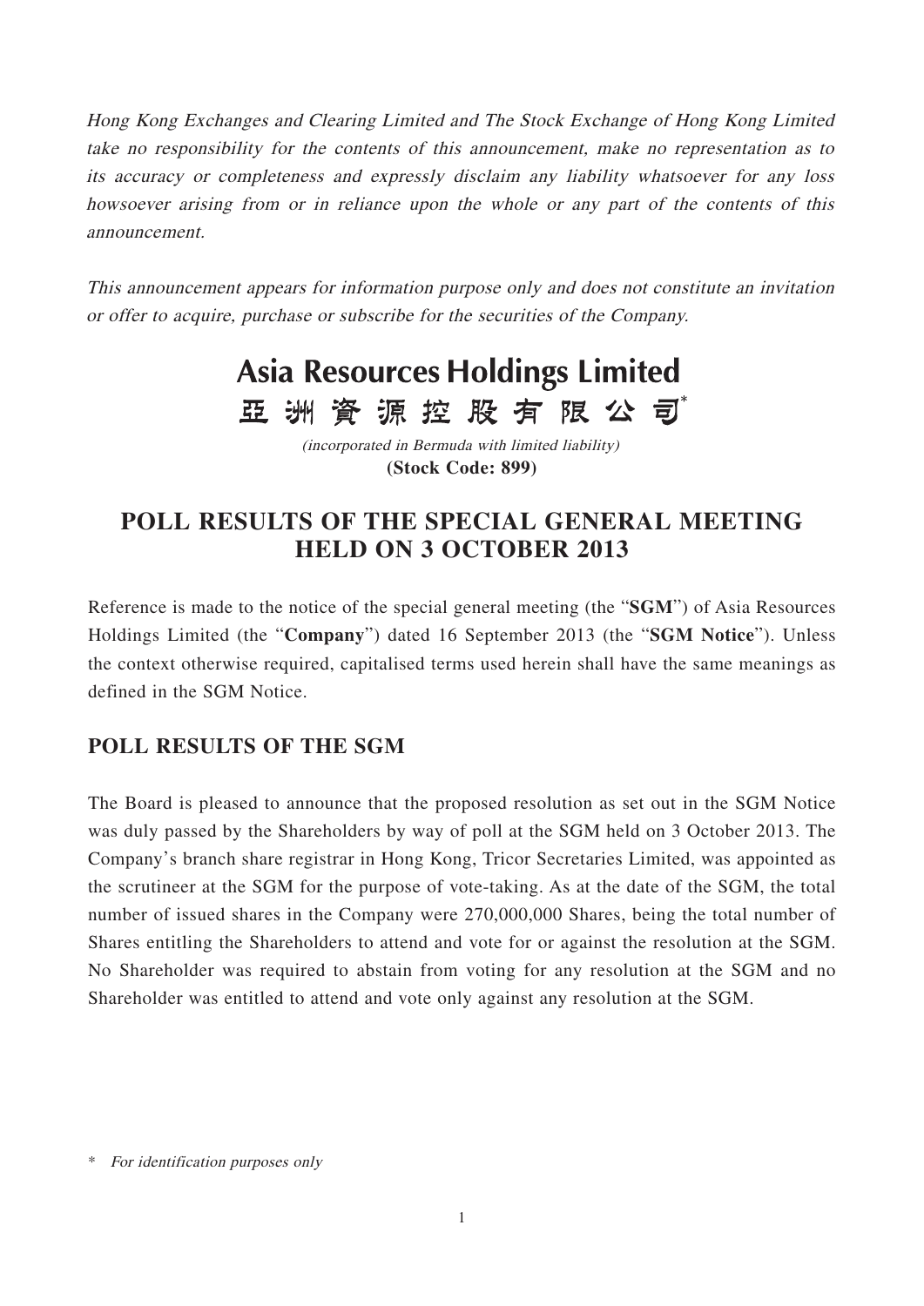*Hong Kong Exchanges and Clearing Limited and The Stock Exchange of Hong Kong Limited take no responsibility for the contents of this announcement, make no representation as to its accuracy or completeness and expressly disclaim any liability whatsoever for any loss howsoever arising from or in reliance upon the whole or any part of the contents of this announcement.*

*This announcement appears for information purpose only and does not constitute an invitation or offer to acquire, purchase or subscribe for the securities of the Company.*

# Asia Resources Holdings Limited
# 亞洲資源控股有限公司*

*(incorporated in Bermuda with limited liability)*
**(Stock Code: 899)**

## POLL RESULTS OF THE SPECIAL GENERAL MEETING HELD ON 3 OCTOBER 2013

Reference is made to the notice of the special general meeting (the "**SGM**") of Asia Resources Holdings Limited (the "**Company**") dated 16 September 2013 (the "**SGM Notice**"). Unless the context otherwise required, capitalised terms used herein shall have the same meanings as defined in the SGM Notice.

## POLL RESULTS OF THE SGM

The Board is pleased to announce that the proposed resolution as set out in the SGM Notice was duly passed by the Shareholders by way of poll at the SGM held on 3 October 2013. The Company's branch share registrar in Hong Kong, Tricor Secretaries Limited, was appointed as the scrutineer at the SGM for the purpose of vote-taking. As at the date of the SGM, the total number of issued shares in the Company were 270,000,000 Shares, being the total number of Shares entitling the Shareholders to attend and vote for or against the resolution at the SGM. No Shareholder was required to abstain from voting for any resolution at the SGM and no Shareholder was entitled to attend and vote only against any resolution at the SGM.

\* *For identification purposes only*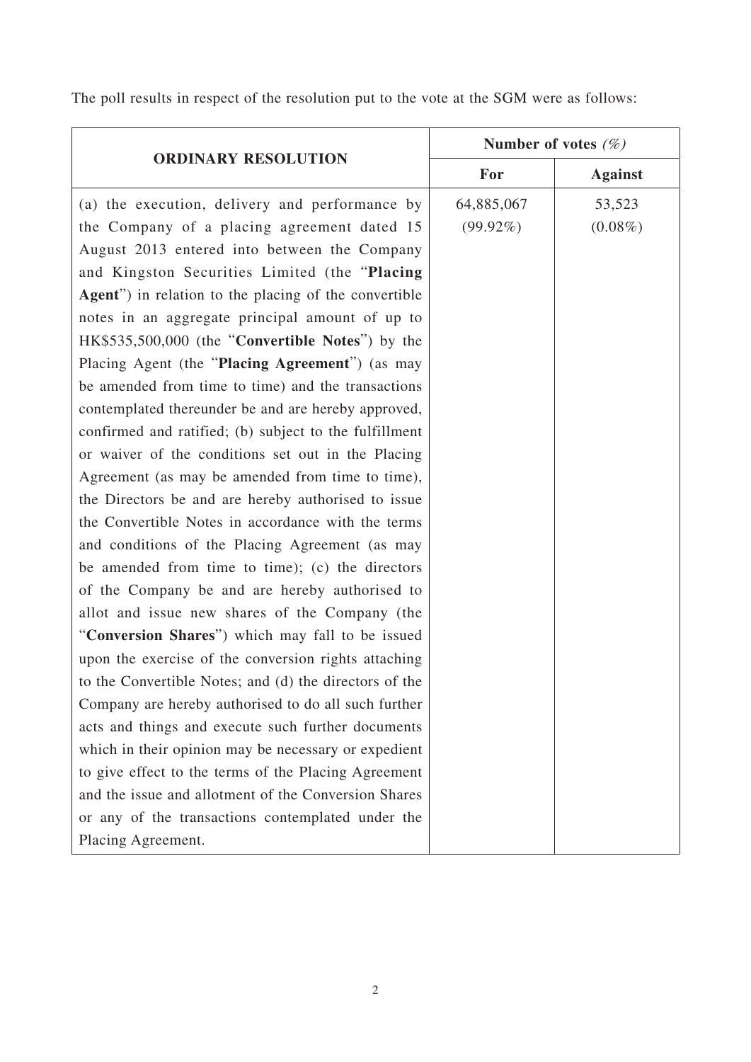The poll results in respect of the resolution put to the vote at the SGM were as follows:

| **ORDINARY RESOLUTION** | **Number of votes** *(%)* | |
|---|---|---|
| | **For** | **Against** |
| (a) the execution, delivery and performance by the Company of a placing agreement dated 15 August 2013 entered into between the Company and Kingston Securities Limited (the "**Placing Agent**") in relation to the placing of the convertible notes in an aggregate principal amount of up to HK$535,500,000 (the "**Convertible Notes**") by the Placing Agent (the "**Placing Agreement**") (as may be amended from time to time) and the transactions contemplated thereunder be and are hereby approved, confirmed and ratified; (b) subject to the fulfillment or waiver of the conditions set out in the Placing Agreement (as may be amended from time to time), the Directors be and are hereby authorised to issue the Convertible Notes in accordance with the terms and conditions of the Placing Agreement (as may be amended from time to time); (c) the directors of the Company be and are hereby authorised to allot and issue new shares of the Company (the "**Conversion Shares**") which may fall to be issued upon the exercise of the conversion rights attaching to the Convertible Notes; and (d) the directors of the Company are hereby authorised to do all such further acts and things and execute such further documents which in their opinion may be necessary or expedient to give effect to the terms of the Placing Agreement and the issue and allotment of the Conversion Shares or any of the transactions contemplated under the Placing Agreement. | 64,885,067 (99.92%) | 53,523 (0.08%) |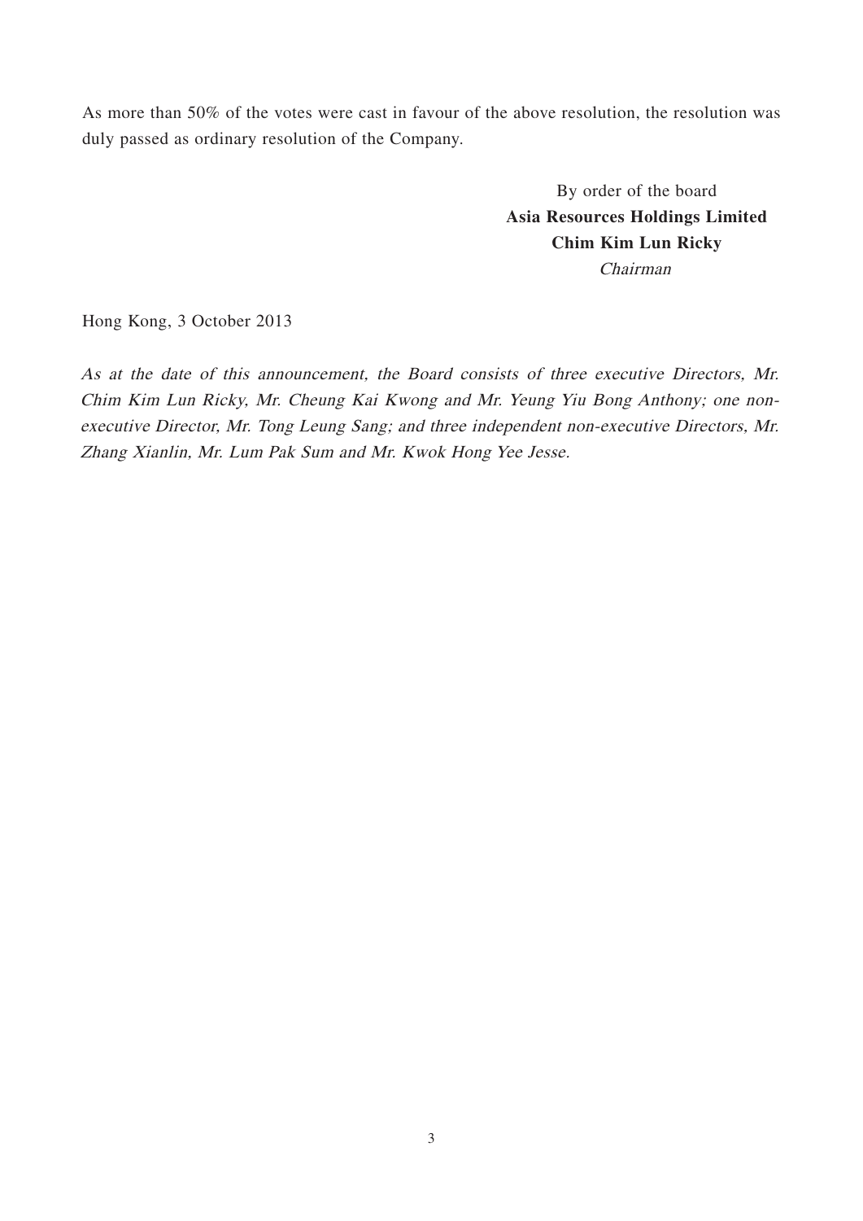As more than 50% of the votes were cast in favour of the above resolution, the resolution was duly passed as ordinary resolution of the Company.

By order of the board
**Asia Resources Holdings Limited**
**Chim Kim Lun Ricky**
*Chairman*

Hong Kong, 3 October 2013

*As at the date of this announcement, the Board consists of three executive Directors, Mr. Chim Kim Lun Ricky, Mr. Cheung Kai Kwong and Mr. Yeung Yiu Bong Anthony; one non-executive Director, Mr. Tong Leung Sang; and three independent non-executive Directors, Mr. Zhang Xianlin, Mr. Lum Pak Sum and Mr. Kwok Hong Yee Jesse.*